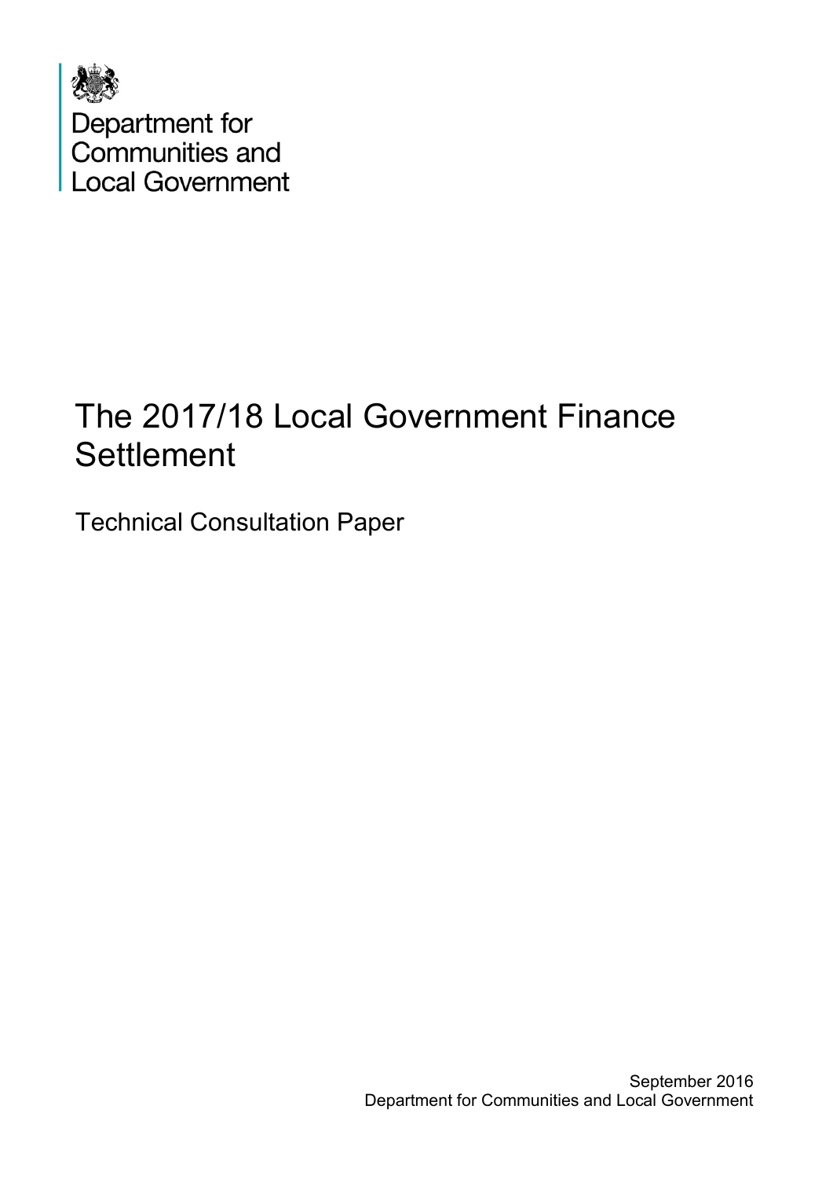Department for Communities and Local Government

# The 2017/18 Local Government Finance Settlement

## Technical Consultation Paper

September 2016
Department for Communities and Local Government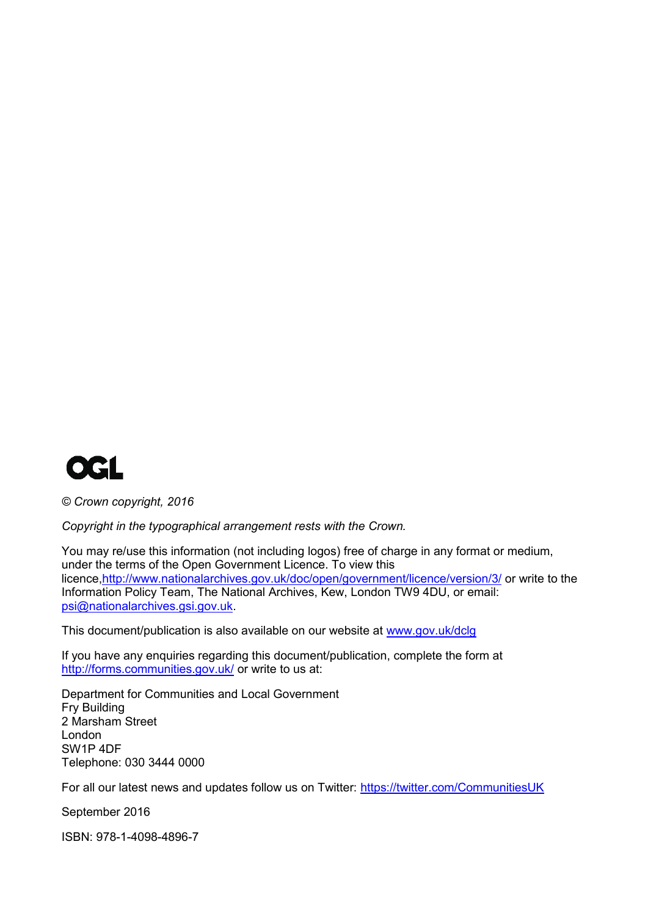OGL

*© Crown copyright, 2016*

*Copyright in the typographical arrangement rests with the Crown.*

You may re/use this information (not including logos) free of charge in any format or medium, under the terms of the Open Government Licence. To view this licence,http://www.nationalarchives.gov.uk/doc/open/government/licence/version/3/ or write to the Information Policy Team, The National Archives, Kew, London TW9 4DU, or email: psi@nationalarchives.gsi.gov.uk.

This document/publication is also available on our website at www.gov.uk/dclg

If you have any enquiries regarding this document/publication, complete the form at http://forms.communities.gov.uk/ or write to us at:

Department for Communities and Local Government
Fry Building
2 Marsham Street
London
SW1P 4DF
Telephone: 030 3444 0000

For all our latest news and updates follow us on Twitter: https://twitter.com/CommunitiesUK

September 2016

ISBN: 978-1-4098-4896-7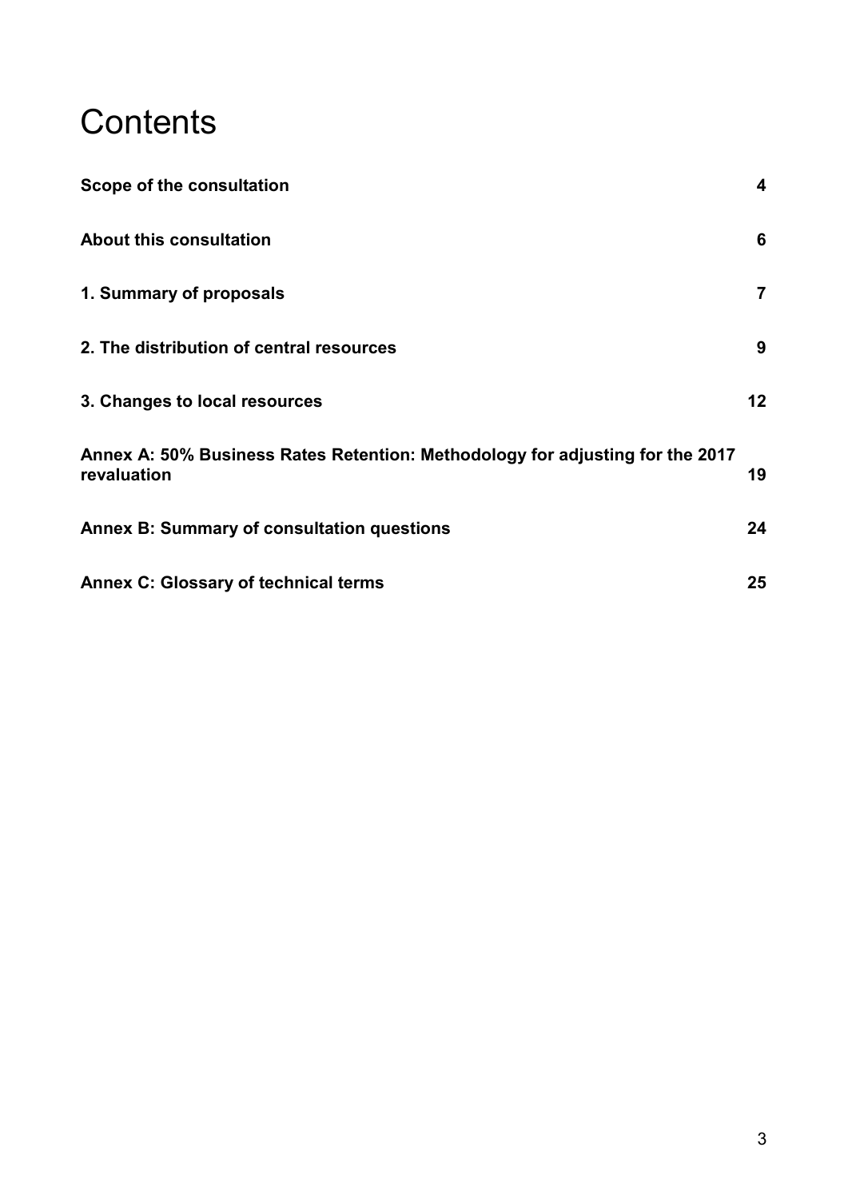# Contents

| | |
|---|---|
| **Scope of the consultation** | **4** |
| **About this consultation** | **6** |
| **1. Summary of proposals** | **7** |
| **2. The distribution of central resources** | **9** |
| **3. Changes to local resources** | **12** |
| **Annex A: 50% Business Rates Retention: Methodology for adjusting for the 2017 revaluation** | **19** |
| **Annex B: Summary of consultation questions** | **24** |
| **Annex C: Glossary of technical terms** | **25** |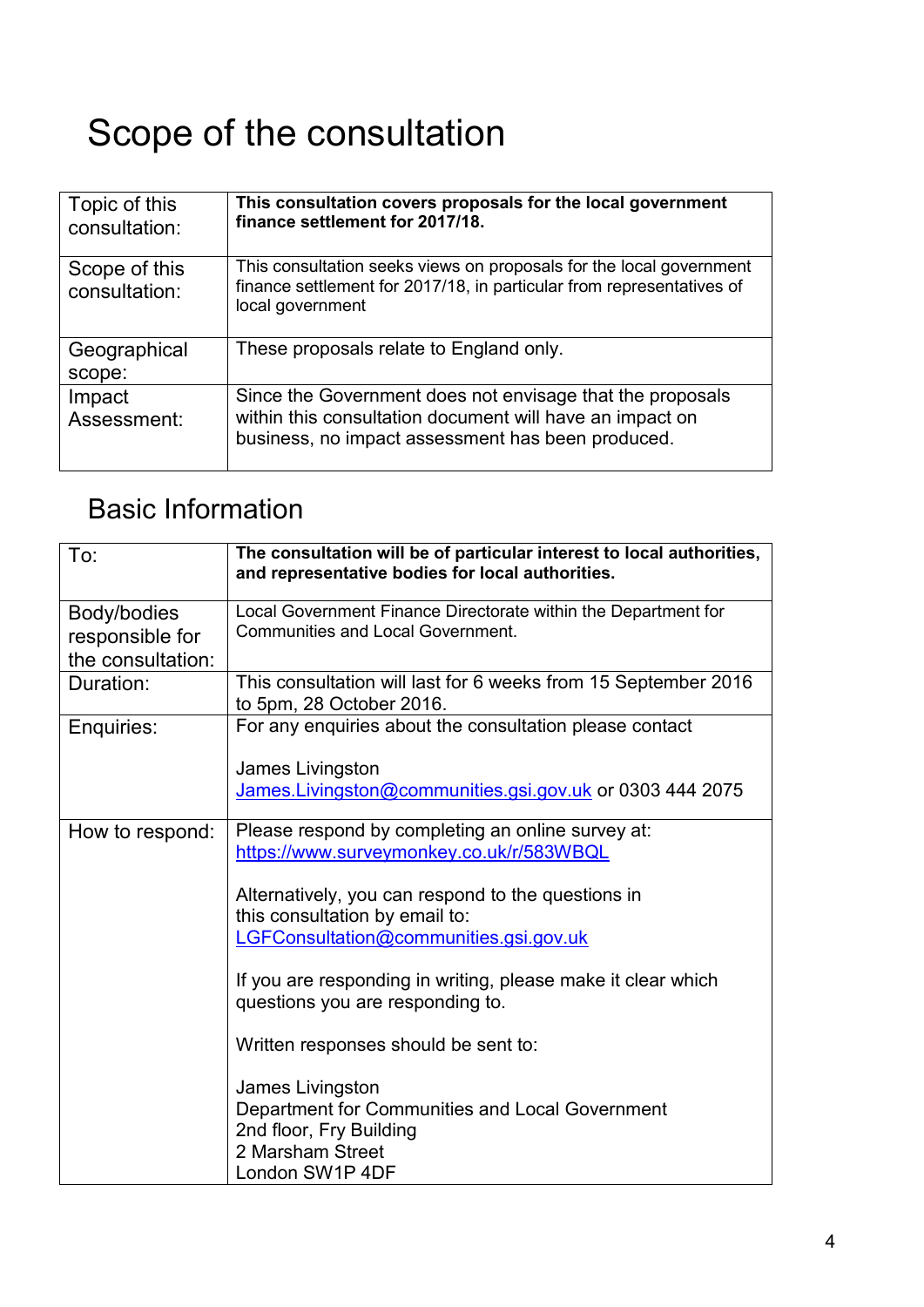# Scope of the consultation

| | |
|---|---|
| Topic of this consultation: | **This consultation covers proposals for the local government finance settlement for 2017/18.** |
| Scope of this consultation: | This consultation seeks views on proposals for the local government finance settlement for 2017/18, in particular from representatives of local government |
| Geographical scope: | These proposals relate to England only. |
| Impact Assessment: | Since the Government does not envisage that the proposals within this consultation document will have an impact on business, no impact assessment has been produced. |

## Basic Information

| | |
|---|---|
| To: | **The consultation will be of particular interest to local authorities, and representative bodies for local authorities.** |
| Body/bodies responsible for the consultation: | Local Government Finance Directorate within the Department for Communities and Local Government. |
| Duration: | This consultation will last for 6 weeks from 15 September 2016 to 5pm, 28 October 2016. |
| Enquiries: | For any enquiries about the consultation please contact<br><br>James Livingston<br>James.Livingston@communities.gsi.gov.uk or 0303 444 2075 |
| How to respond: | Please respond by completing an online survey at:<br>https://www.surveymonkey.co.uk/r/583WBQL<br><br>Alternatively, you can respond to the questions in this consultation by email to:<br>LGFConsultation@communities.gsi.gov.uk<br><br>If you are responding in writing, please make it clear which questions you are responding to.<br><br>Written responses should be sent to:<br><br>James Livingston<br>Department for Communities and Local Government<br>2nd floor, Fry Building<br>2 Marsham Street<br>London SW1P 4DF |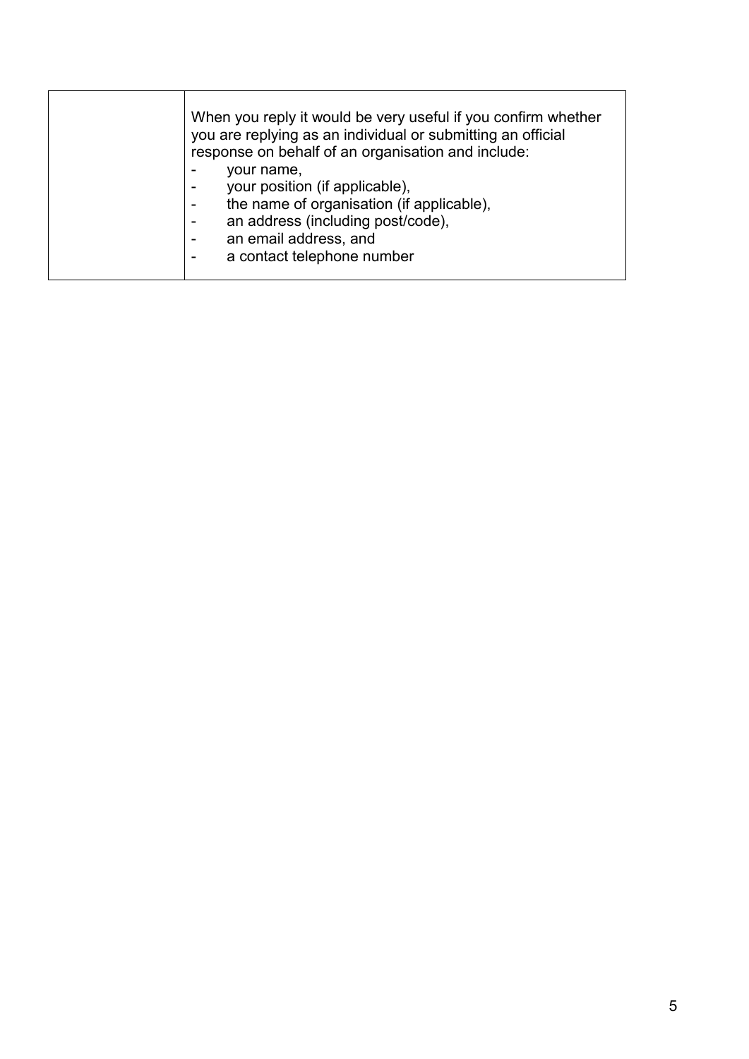| | When you reply it would be very useful if you confirm whether you are replying as an individual or submitting an official response on behalf of an organisation and include:<br>- your name,<br>- your position (if applicable),<br>- the name of organisation (if applicable),<br>- an address (including post/code),<br>- an email address, and<br>- a contact telephone number |
|---|---|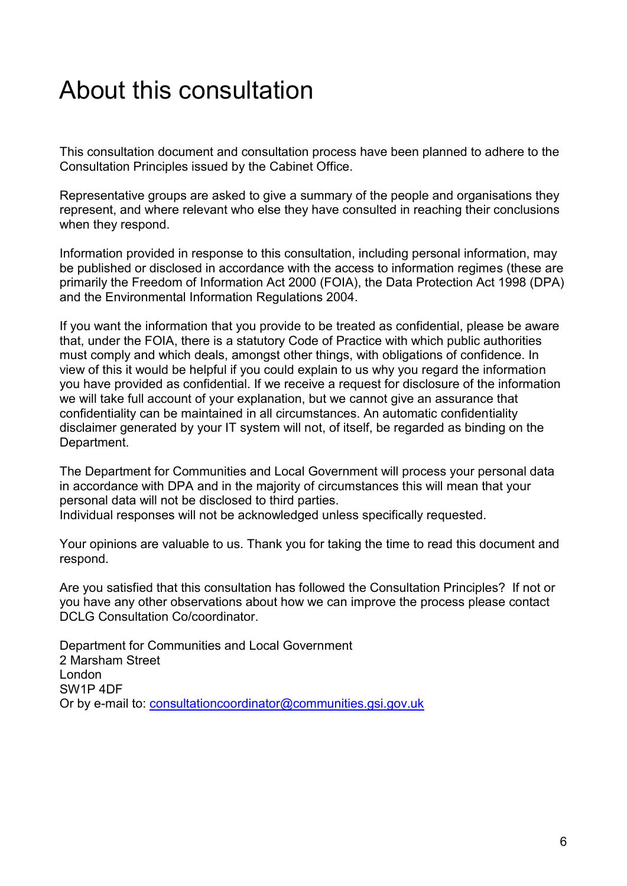# About this consultation

This consultation document and consultation process have been planned to adhere to the Consultation Principles issued by the Cabinet Office.

Representative groups are asked to give a summary of the people and organisations they represent, and where relevant who else they have consulted in reaching their conclusions when they respond.

Information provided in response to this consultation, including personal information, may be published or disclosed in accordance with the access to information regimes (these are primarily the Freedom of Information Act 2000 (FOIA), the Data Protection Act 1998 (DPA) and the Environmental Information Regulations 2004.

If you want the information that you provide to be treated as confidential, please be aware that, under the FOIA, there is a statutory Code of Practice with which public authorities must comply and which deals, amongst other things, with obligations of confidence. In view of this it would be helpful if you could explain to us why you regard the information you have provided as confidential. If we receive a request for disclosure of the information we will take full account of your explanation, but we cannot give an assurance that confidentiality can be maintained in all circumstances. An automatic confidentiality disclaimer generated by your IT system will not, of itself, be regarded as binding on the Department.

The Department for Communities and Local Government will process your personal data in accordance with DPA and in the majority of circumstances this will mean that your personal data will not be disclosed to third parties.
Individual responses will not be acknowledged unless specifically requested.

Your opinions are valuable to us. Thank you for taking the time to read this document and respond.

Are you satisfied that this consultation has followed the Consultation Principles? If not or you have any other observations about how we can improve the process please contact DCLG Consultation Co/coordinator.

Department for Communities and Local Government
2 Marsham Street
London
SW1P 4DF
Or by e-mail to: consultationcoordinator@communities.gsi.gov.uk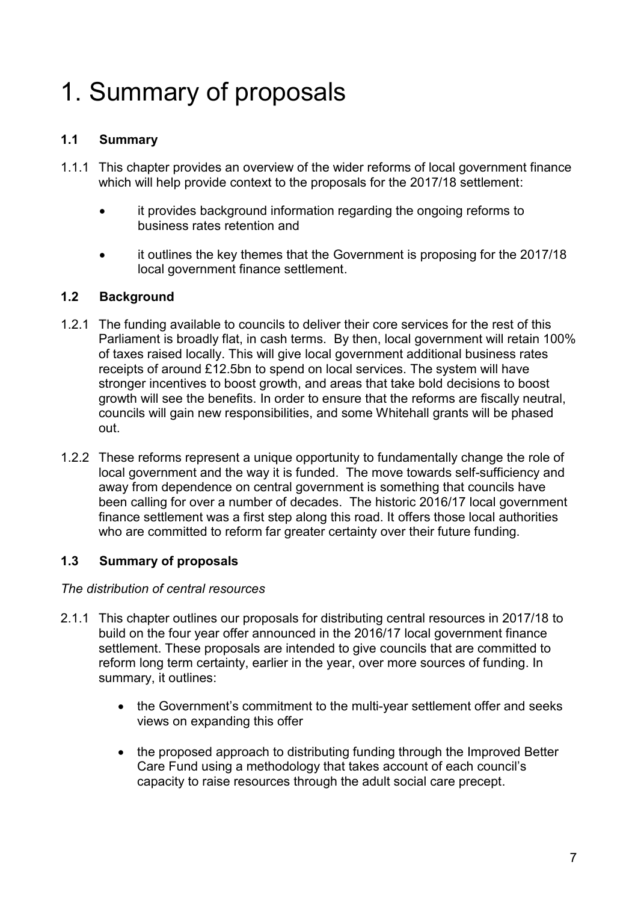# 1. Summary of proposals

### 1.1 Summary

1.1.1 This chapter provides an overview of the wider reforms of local government finance which will help provide context to the proposals for the 2017/18 settlement:

- it provides background information regarding the ongoing reforms to business rates retention and
- it outlines the key themes that the Government is proposing for the 2017/18 local government finance settlement.

### 1.2 Background

1.2.1 The funding available to councils to deliver their core services for the rest of this Parliament is broadly flat, in cash terms. By then, local government will retain 100% of taxes raised locally. This will give local government additional business rates receipts of around £12.5bn to spend on local services. The system will have stronger incentives to boost growth, and areas that take bold decisions to boost growth will see the benefits. In order to ensure that the reforms are fiscally neutral, councils will gain new responsibilities, and some Whitehall grants will be phased out.

1.2.2 These reforms represent a unique opportunity to fundamentally change the role of local government and the way it is funded. The move towards self-sufficiency and away from dependence on central government is something that councils have been calling for over a number of decades. The historic 2016/17 local government finance settlement was a first step along this road. It offers those local authorities who are committed to reform far greater certainty over their future funding.

### 1.3 Summary of proposals

*The distribution of central resources*

2.1.1 This chapter outlines our proposals for distributing central resources in 2017/18 to build on the four year offer announced in the 2016/17 local government finance settlement. These proposals are intended to give councils that are committed to reform long term certainty, earlier in the year, over more sources of funding. In summary, it outlines:

- the Government's commitment to the multi-year settlement offer and seeks views on expanding this offer
- the proposed approach to distributing funding through the Improved Better Care Fund using a methodology that takes account of each council's capacity to raise resources through the adult social care precept.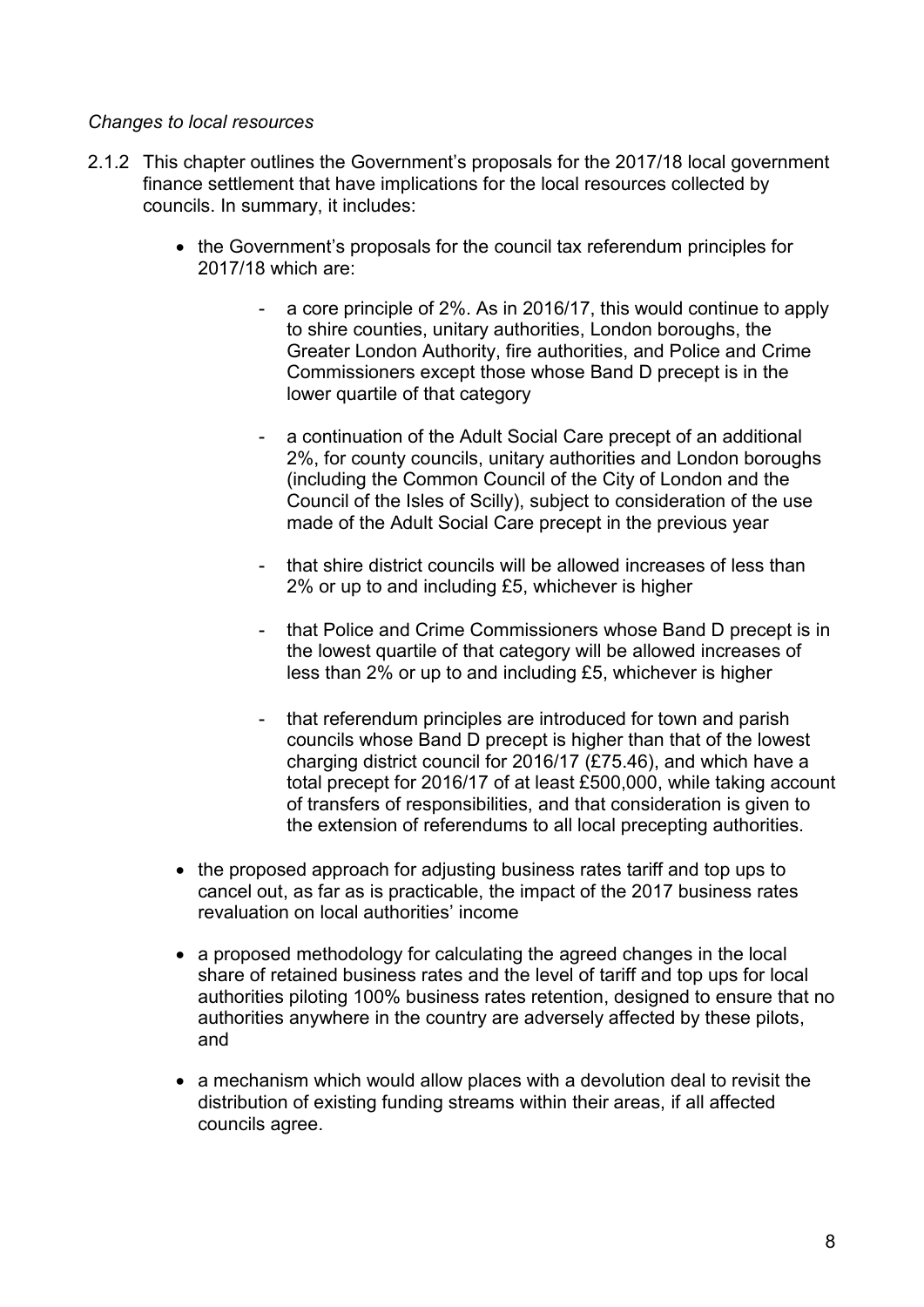*Changes to local resources*

2.1.2 This chapter outlines the Government's proposals for the 2017/18 local government finance settlement that have implications for the local resources collected by councils. In summary, it includes:

- the Government's proposals for the council tax referendum principles for 2017/18 which are:
    - a core principle of 2%. As in 2016/17, this would continue to apply to shire counties, unitary authorities, London boroughs, the Greater London Authority, fire authorities, and Police and Crime Commissioners except those whose Band D precept is in the lower quartile of that category
    - a continuation of the Adult Social Care precept of an additional 2%, for county councils, unitary authorities and London boroughs (including the Common Council of the City of London and the Council of the Isles of Scilly), subject to consideration of the use made of the Adult Social Care precept in the previous year
    - that shire district councils will be allowed increases of less than 2% or up to and including £5, whichever is higher
    - that Police and Crime Commissioners whose Band D precept is in the lowest quartile of that category will be allowed increases of less than 2% or up to and including £5, whichever is higher
    - that referendum principles are introduced for town and parish councils whose Band D precept is higher than that of the lowest charging district council for 2016/17 (£75.46), and which have a total precept for 2016/17 of at least £500,000, while taking account of transfers of responsibilities, and that consideration is given to the extension of referendums to all local precepting authorities.
- the proposed approach for adjusting business rates tariff and top ups to cancel out, as far as is practicable, the impact of the 2017 business rates revaluation on local authorities' income
- a proposed methodology for calculating the agreed changes in the local share of retained business rates and the level of tariff and top ups for local authorities piloting 100% business rates retention, designed to ensure that no authorities anywhere in the country are adversely affected by these pilots, and
- a mechanism which would allow places with a devolution deal to revisit the distribution of existing funding streams within their areas, if all affected councils agree.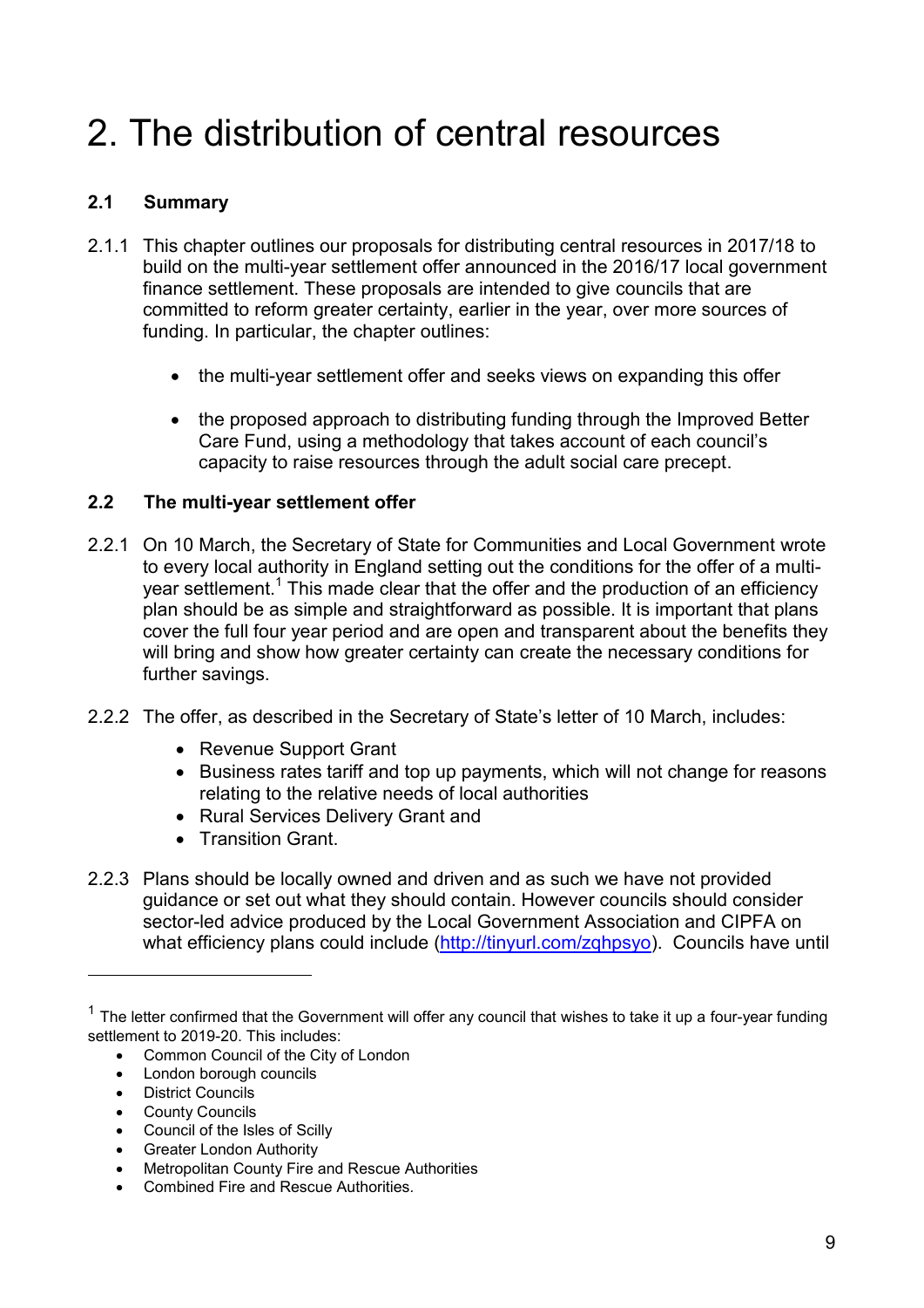# 2. The distribution of central resources

### 2.1 Summary

2.1.1 This chapter outlines our proposals for distributing central resources in 2017/18 to build on the multi-year settlement offer announced in the 2016/17 local government finance settlement. These proposals are intended to give councils that are committed to reform greater certainty, earlier in the year, over more sources of funding. In particular, the chapter outlines:

- the multi-year settlement offer and seeks views on expanding this offer
- the proposed approach to distributing funding through the Improved Better Care Fund, using a methodology that takes account of each council's capacity to raise resources through the adult social care precept.

### 2.2 The multi-year settlement offer

2.2.1 On 10 March, the Secretary of State for Communities and Local Government wrote to every local authority in England setting out the conditions for the offer of a multi-year settlement.[1] This made clear that the offer and the production of an efficiency plan should be as simple and straightforward as possible. It is important that plans cover the full four year period and are open and transparent about the benefits they will bring and show how greater certainty can create the necessary conditions for further savings.

2.2.2 The offer, as described in the Secretary of State's letter of 10 March, includes:

- Revenue Support Grant
- Business rates tariff and top up payments, which will not change for reasons relating to the relative needs of local authorities
- Rural Services Delivery Grant and
- Transition Grant.

2.2.3 Plans should be locally owned and driven and as such we have not provided guidance or set out what they should contain. However councils should consider sector-led advice produced by the Local Government Association and CIPFA on what efficiency plans could include (http://tinyurl.com/zqhpsyo). Councils have until

---

[1] The letter confirmed that the Government will offer any council that wishes to take it up a four-year funding settlement to 2019-20. This includes:

- Common Council of the City of London
- London borough councils
- District Councils
- County Councils
- Council of the Isles of Scilly
- Greater London Authority
- Metropolitan County Fire and Rescue Authorities
- Combined Fire and Rescue Authorities.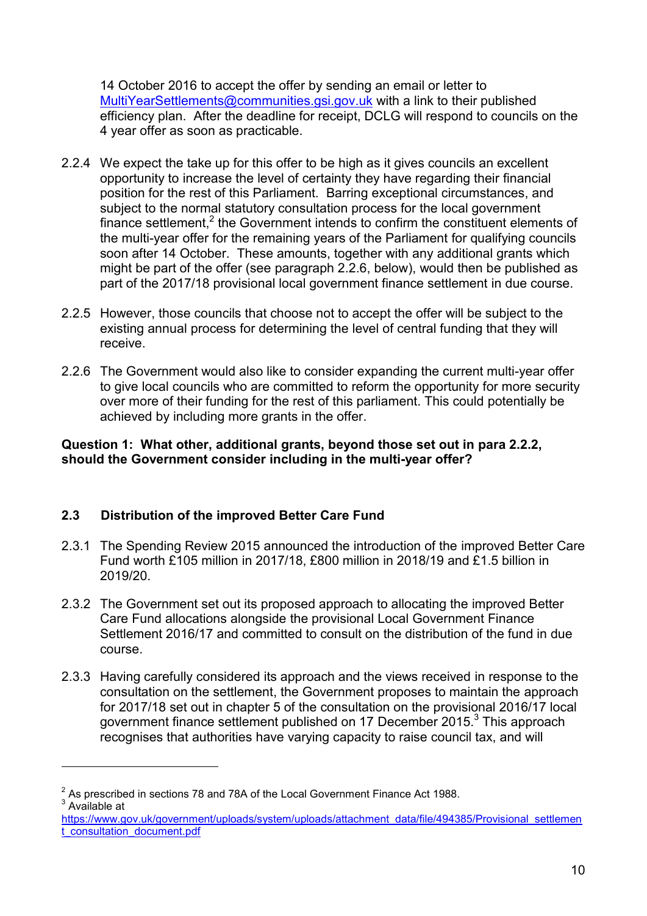14 October 2016 to accept the offer by sending an email or letter to MultiYearSettlements@communities.gsi.gov.uk with a link to their published efficiency plan. After the deadline for receipt, DCLG will respond to councils on the 4 year offer as soon as practicable.

2.2.4 We expect the take up for this offer to be high as it gives councils an excellent opportunity to increase the level of certainty they have regarding their financial position for the rest of this Parliament. Barring exceptional circumstances, and subject to the normal statutory consultation process for the local government finance settlement,[2] the Government intends to confirm the constituent elements of the multi-year offer for the remaining years of the Parliament for qualifying councils soon after 14 October. These amounts, together with any additional grants which might be part of the offer (see paragraph 2.2.6, below), would then be published as part of the 2017/18 provisional local government finance settlement in due course.

2.2.5 However, those councils that choose not to accept the offer will be subject to the existing annual process for determining the level of central funding that they will receive.

2.2.6 The Government would also like to consider expanding the current multi-year offer to give local councils who are committed to reform the opportunity for more security over more of their funding for the rest of this parliament. This could potentially be achieved by including more grants in the offer.

**Question 1: What other, additional grants, beyond those set out in para 2.2.2, should the Government consider including in the multi-year offer?**

## 2.3 Distribution of the improved Better Care Fund

2.3.1 The Spending Review 2015 announced the introduction of the improved Better Care Fund worth £105 million in 2017/18, £800 million in 2018/19 and £1.5 billion in 2019/20.

2.3.2 The Government set out its proposed approach to allocating the improved Better Care Fund allocations alongside the provisional Local Government Finance Settlement 2016/17 and committed to consult on the distribution of the fund in due course.

2.3.3 Having carefully considered its approach and the views received in response to the consultation on the settlement, the Government proposes to maintain the approach for 2017/18 set out in chapter 5 of the consultation on the provisional 2016/17 local government finance settlement published on 17 December 2015.[3] This approach recognises that authorities have varying capacity to raise council tax, and will

---

[2] As prescribed in sections 78 and 78A of the Local Government Finance Act 1988.

[3] Available at https://www.gov.uk/government/uploads/system/uploads/attachment_data/file/494385/Provisional_settlement_consultation_document.pdf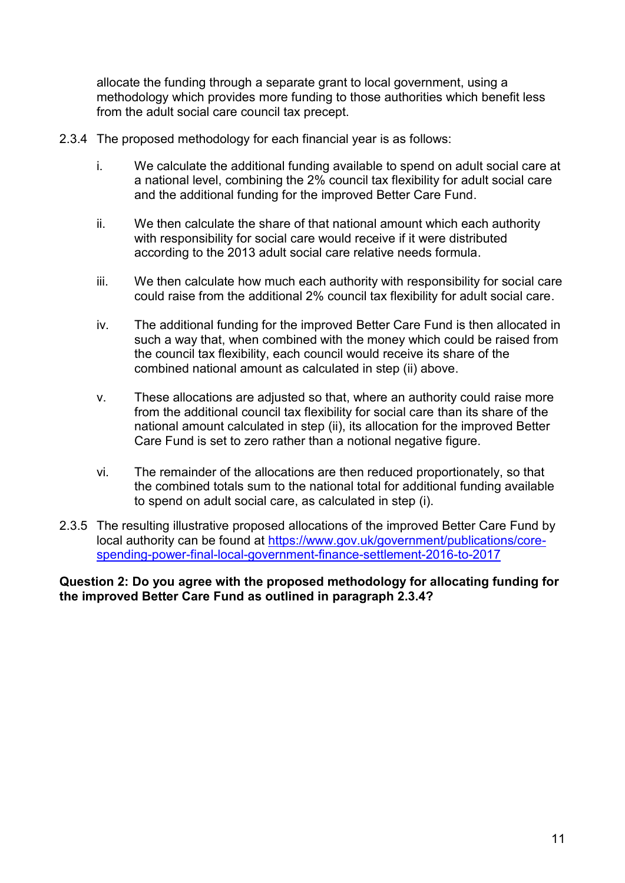allocate the funding through a separate grant to local government, using a methodology which provides more funding to those authorities which benefit less from the adult social care council tax precept.

2.3.4 The proposed methodology for each financial year is as follows:

i. We calculate the additional funding available to spend on adult social care at a national level, combining the 2% council tax flexibility for adult social care and the additional funding for the improved Better Care Fund.

ii. We then calculate the share of that national amount which each authority with responsibility for social care would receive if it were distributed according to the 2013 adult social care relative needs formula.

iii. We then calculate how much each authority with responsibility for social care could raise from the additional 2% council tax flexibility for adult social care.

iv. The additional funding for the improved Better Care Fund is then allocated in such a way that, when combined with the money which could be raised from the council tax flexibility, each council would receive its share of the combined national amount as calculated in step (ii) above.

v. These allocations are adjusted so that, where an authority could raise more from the additional council tax flexibility for social care than its share of the national amount calculated in step (ii), its allocation for the improved Better Care Fund is set to zero rather than a notional negative figure.

vi. The remainder of the allocations are then reduced proportionately, so that the combined totals sum to the national total for additional funding available to spend on adult social care, as calculated in step (i).

2.3.5 The resulting illustrative proposed allocations of the improved Better Care Fund by local authority can be found at [https://www.gov.uk/government/publications/core-spending-power-final-local-government-finance-settlement-2016-to-2017](https://www.gov.uk/government/publications/core-spending-power-final-local-government-finance-settlement-2016-to-2017)

**Question 2: Do you agree with the proposed methodology for allocating funding for the improved Better Care Fund as outlined in paragraph 2.3.4?**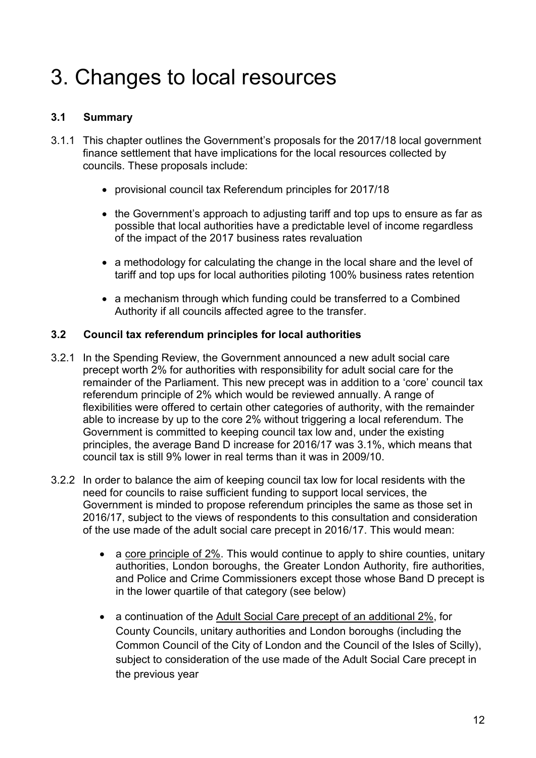# 3. Changes to local resources

### 3.1 Summary

3.1.1 This chapter outlines the Government's proposals for the 2017/18 local government finance settlement that have implications for the local resources collected by councils. These proposals include:

- provisional council tax Referendum principles for 2017/18
- the Government's approach to adjusting tariff and top ups to ensure as far as possible that local authorities have a predictable level of income regardless of the impact of the 2017 business rates revaluation
- a methodology for calculating the change in the local share and the level of tariff and top ups for local authorities piloting 100% business rates retention
- a mechanism through which funding could be transferred to a Combined Authority if all councils affected agree to the transfer.

### 3.2 Council tax referendum principles for local authorities

3.2.1 In the Spending Review, the Government announced a new adult social care precept worth 2% for authorities with responsibility for adult social care for the remainder of the Parliament. This new precept was in addition to a 'core' council tax referendum principle of 2% which would be reviewed annually. A range of flexibilities were offered to certain other categories of authority, with the remainder able to increase by up to the core 2% without triggering a local referendum. The Government is committed to keeping council tax low and, under the existing principles, the average Band D increase for 2016/17 was 3.1%, which means that council tax is still 9% lower in real terms than it was in 2009/10.

3.2.2 In order to balance the aim of keeping council tax low for local residents with the need for councils to raise sufficient funding to support local services, the Government is minded to propose referendum principles the same as those set in 2016/17, subject to the views of respondents to this consultation and consideration of the use made of the adult social care precept in 2016/17. This would mean:

- a <u>core principle of 2%</u>. This would continue to apply to shire counties, unitary authorities, London boroughs, the Greater London Authority, fire authorities, and Police and Crime Commissioners except those whose Band D precept is in the lower quartile of that category (see below)
- a continuation of the <u>Adult Social Care precept of an additional 2%</u>, for County Councils, unitary authorities and London boroughs (including the Common Council of the City of London and the Council of the Isles of Scilly), subject to consideration of the use made of the Adult Social Care precept in the previous year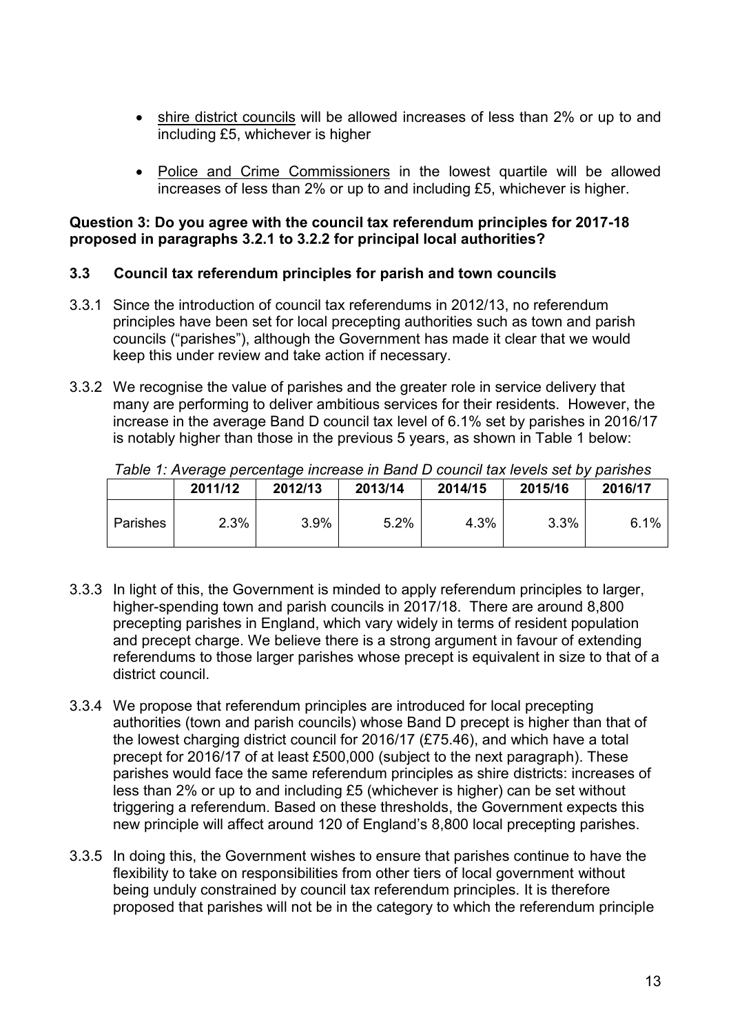- shire district councils will be allowed increases of less than 2% or up to and including £5, whichever is higher

- Police and Crime Commissioners in the lowest quartile will be allowed increases of less than 2% or up to and including £5, whichever is higher.

**Question 3: Do you agree with the council tax referendum principles for 2017-18 proposed in paragraphs 3.2.1 to 3.2.2 for principal local authorities?**

### 3.3 Council tax referendum principles for parish and town councils

3.3.1 Since the introduction of council tax referendums in 2012/13, no referendum principles have been set for local precepting authorities such as town and parish councils ("parishes"), although the Government has made it clear that we would keep this under review and take action if necessary.

3.3.2 We recognise the value of parishes and the greater role in service delivery that many are performing to deliver ambitious services for their residents. However, the increase in the average Band D council tax level of 6.1% set by parishes in 2016/17 is notably higher than those in the previous 5 years, as shown in Table 1 below:

*Table 1: Average percentage increase in Band D council tax levels set by parishes*

| | 2011/12 | 2012/13 | 2013/14 | 2014/15 | 2015/16 | 2016/17 |
|---|---|---|---|---|---|---|
| Parishes | 2.3% | 3.9% | 5.2% | 4.3% | 3.3% | 6.1% |

3.3.3 In light of this, the Government is minded to apply referendum principles to larger, higher-spending town and parish councils in 2017/18. There are around 8,800 precepting parishes in England, which vary widely in terms of resident population and precept charge. We believe there is a strong argument in favour of extending referendums to those larger parishes whose precept is equivalent in size to that of a district council.

3.3.4 We propose that referendum principles are introduced for local precepting authorities (town and parish councils) whose Band D precept is higher than that of the lowest charging district council for 2016/17 (£75.46), and which have a total precept for 2016/17 of at least £500,000 (subject to the next paragraph). These parishes would face the same referendum principles as shire districts: increases of less than 2% or up to and including £5 (whichever is higher) can be set without triggering a referendum. Based on these thresholds, the Government expects this new principle will affect around 120 of England's 8,800 local precepting parishes.

3.3.5 In doing this, the Government wishes to ensure that parishes continue to have the flexibility to take on responsibilities from other tiers of local government without being unduly constrained by council tax referendum principles. It is therefore proposed that parishes will not be in the category to which the referendum principle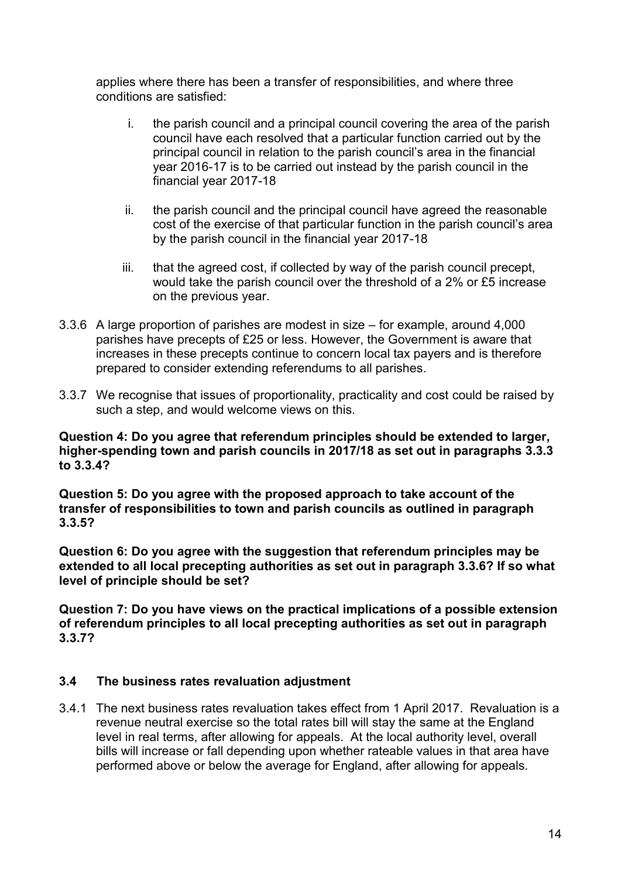applies where there has been a transfer of responsibilities, and where three conditions are satisfied:

i. the parish council and a principal council covering the area of the parish council have each resolved that a particular function carried out by the principal council in relation to the parish council's area in the financial year 2016-17 is to be carried out instead by the parish council in the financial year 2017-18

ii. the parish council and the principal council have agreed the reasonable cost of the exercise of that particular function in the parish council's area by the parish council in the financial year 2017-18

iii. that the agreed cost, if collected by way of the parish council precept, would take the parish council over the threshold of a 2% or £5 increase on the previous year.

3.3.6 A large proportion of parishes are modest in size – for example, around 4,000 parishes have precepts of £25 or less. However, the Government is aware that increases in these precepts continue to concern local tax payers and is therefore prepared to consider extending referendums to all parishes.

3.3.7 We recognise that issues of proportionality, practicality and cost could be raised by such a step, and would welcome views on this.

**Question 4: Do you agree that referendum principles should be extended to larger, higher-spending town and parish councils in 2017/18 as set out in paragraphs 3.3.3 to 3.3.4?**

**Question 5: Do you agree with the proposed approach to take account of the transfer of responsibilities to town and parish councils as outlined in paragraph 3.3.5?**

**Question 6: Do you agree with the suggestion that referendum principles may be extended to all local precepting authorities as set out in paragraph 3.3.6? If so what level of principle should be set?**

**Question 7: Do you have views on the practical implications of a possible extension of referendum principles to all local precepting authorities as set out in paragraph 3.3.7?**

### 3.4 The business rates revaluation adjustment

3.4.1 The next business rates revaluation takes effect from 1 April 2017. Revaluation is a revenue neutral exercise so the total rates bill will stay the same at the England level in real terms, after allowing for appeals. At the local authority level, overall bills will increase or fall depending upon whether rateable values in that area have performed above or below the average for England, after allowing for appeals.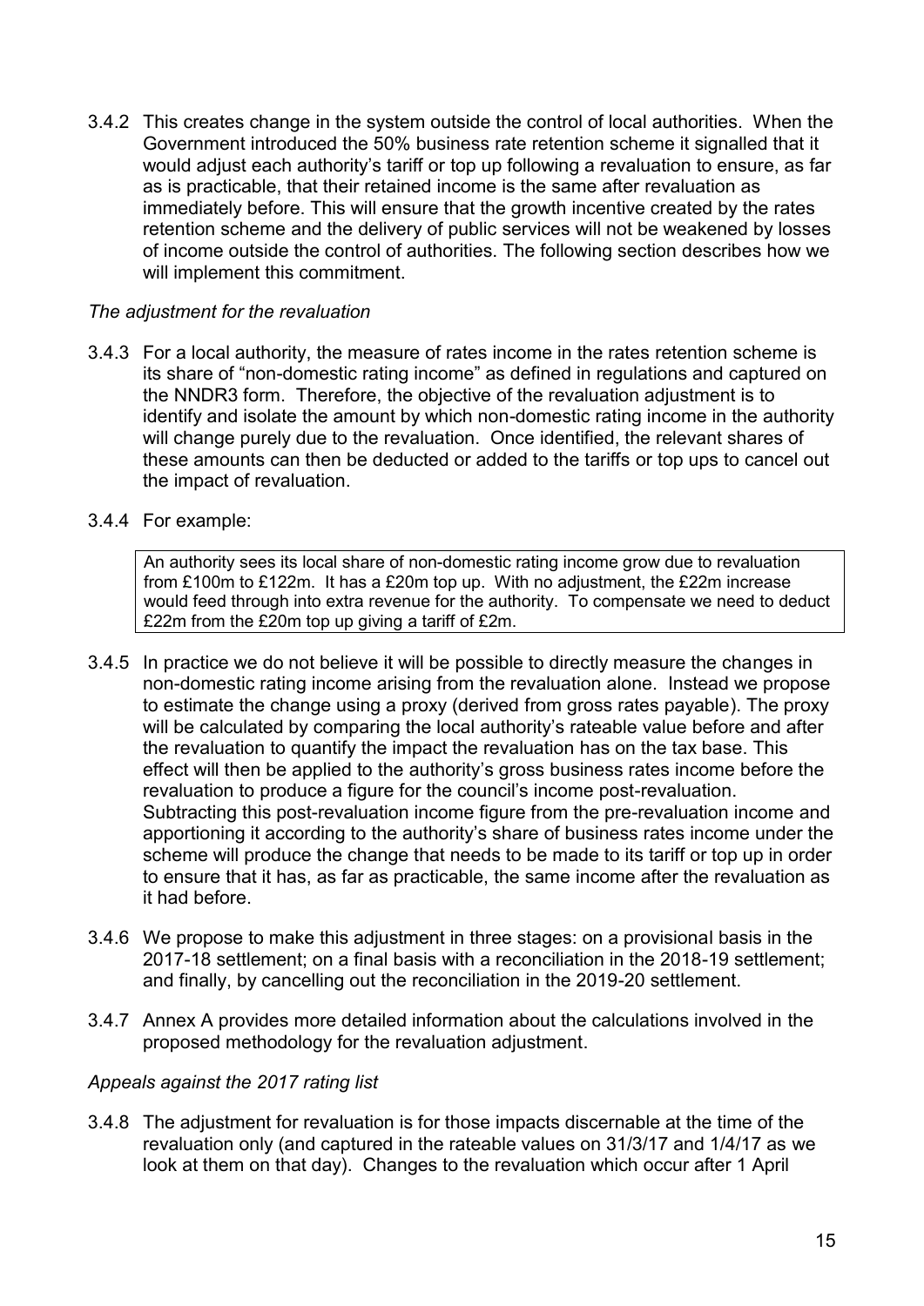3.4.2 This creates change in the system outside the control of local authorities. When the Government introduced the 50% business rate retention scheme it signalled that it would adjust each authority's tariff or top up following a revaluation to ensure, as far as is practicable, that their retained income is the same after revaluation as immediately before. This will ensure that the growth incentive created by the rates retention scheme and the delivery of public services will not be weakened by losses of income outside the control of authorities. The following section describes how we will implement this commitment.

*The adjustment for the revaluation*

3.4.3 For a local authority, the measure of rates income in the rates retention scheme is its share of "non-domestic rating income" as defined in regulations and captured on the NNDR3 form. Therefore, the objective of the revaluation adjustment is to identify and isolate the amount by which non-domestic rating income in the authority will change purely due to the revaluation. Once identified, the relevant shares of these amounts can then be deducted or added to the tariffs or top ups to cancel out the impact of revaluation.

3.4.4 For example:

> An authority sees its local share of non-domestic rating income grow due to revaluation from £100m to £122m. It has a £20m top up. With no adjustment, the £22m increase would feed through into extra revenue for the authority. To compensate we need to deduct £22m from the £20m top up giving a tariff of £2m.

3.4.5 In practice we do not believe it will be possible to directly measure the changes in non-domestic rating income arising from the revaluation alone. Instead we propose to estimate the change using a proxy (derived from gross rates payable). The proxy will be calculated by comparing the local authority's rateable value before and after the revaluation to quantify the impact the revaluation has on the tax base. This effect will then be applied to the authority's gross business rates income before the revaluation to produce a figure for the council's income post-revaluation. Subtracting this post-revaluation income figure from the pre-revaluation income and apportioning it according to the authority's share of business rates income under the scheme will produce the change that needs to be made to its tariff or top up in order to ensure that it has, as far as practicable, the same income after the revaluation as it had before.

3.4.6 We propose to make this adjustment in three stages: on a provisional basis in the 2017-18 settlement; on a final basis with a reconciliation in the 2018-19 settlement; and finally, by cancelling out the reconciliation in the 2019-20 settlement.

3.4.7 Annex A provides more detailed information about the calculations involved in the proposed methodology for the revaluation adjustment.

*Appeals against the 2017 rating list*

3.4.8 The adjustment for revaluation is for those impacts discernable at the time of the revaluation only (and captured in the rateable values on 31/3/17 and 1/4/17 as we look at them on that day). Changes to the revaluation which occur after 1 April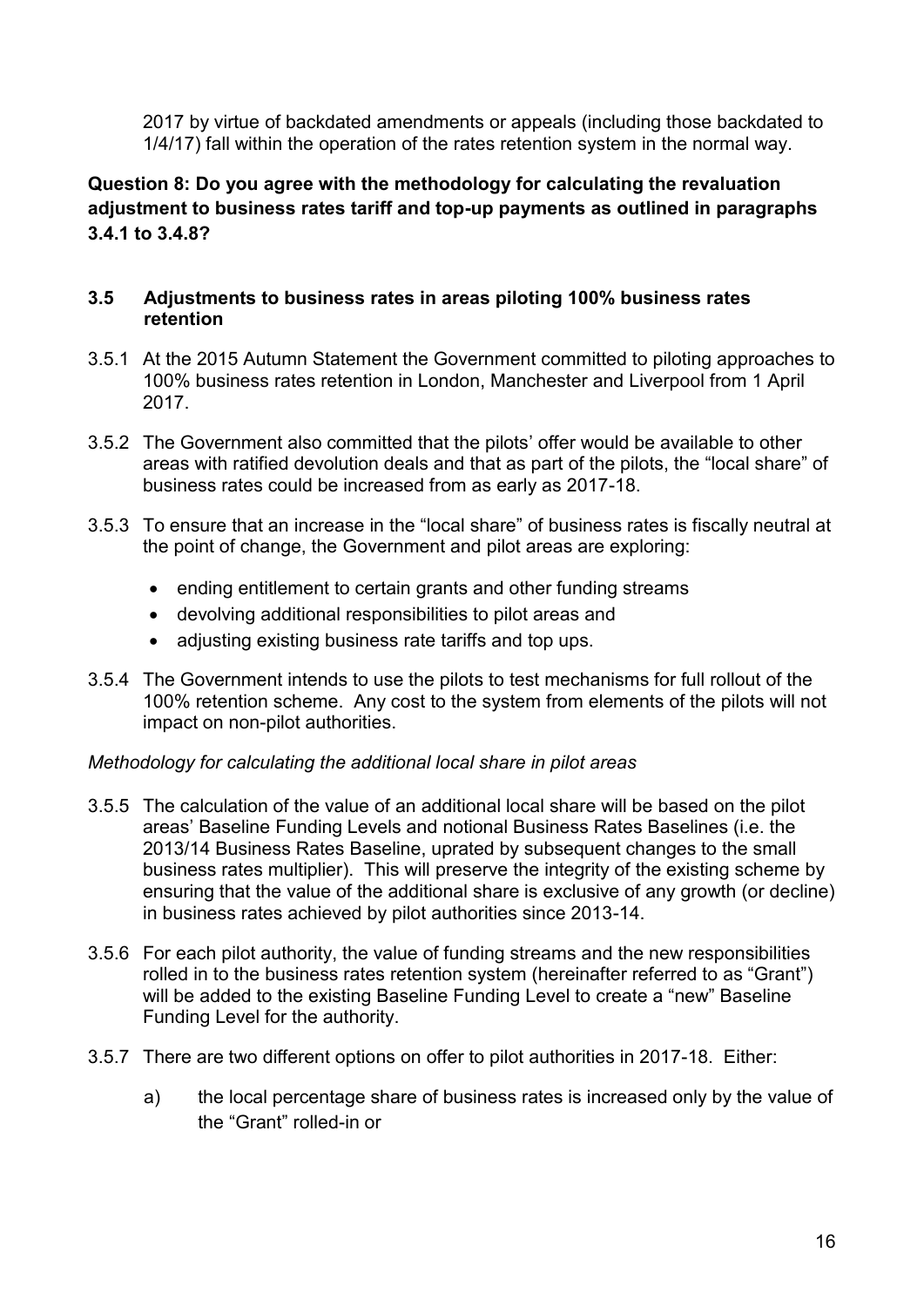2017 by virtue of backdated amendments or appeals (including those backdated to 1/4/17) fall within the operation of the rates retention system in the normal way.

**Question 8: Do you agree with the methodology for calculating the revaluation adjustment to business rates tariff and top-up payments as outlined in paragraphs 3.4.1 to 3.4.8?**

### 3.5 Adjustments to business rates in areas piloting 100% business rates retention

3.5.1 At the 2015 Autumn Statement the Government committed to piloting approaches to 100% business rates retention in London, Manchester and Liverpool from 1 April 2017.

3.5.2 The Government also committed that the pilots' offer would be available to other areas with ratified devolution deals and that as part of the pilots, the "local share" of business rates could be increased from as early as 2017-18.

3.5.3 To ensure that an increase in the "local share" of business rates is fiscally neutral at the point of change, the Government and pilot areas are exploring:

- ending entitlement to certain grants and other funding streams
- devolving additional responsibilities to pilot areas and
- adjusting existing business rate tariffs and top ups.

3.5.4 The Government intends to use the pilots to test mechanisms for full rollout of the 100% retention scheme. Any cost to the system from elements of the pilots will not impact on non-pilot authorities.

*Methodology for calculating the additional local share in pilot areas*

3.5.5 The calculation of the value of an additional local share will be based on the pilot areas' Baseline Funding Levels and notional Business Rates Baselines (i.e. the 2013/14 Business Rates Baseline, uprated by subsequent changes to the small business rates multiplier). This will preserve the integrity of the existing scheme by ensuring that the value of the additional share is exclusive of any growth (or decline) in business rates achieved by pilot authorities since 2013-14.

3.5.6 For each pilot authority, the value of funding streams and the new responsibilities rolled in to the business rates retention system (hereinafter referred to as "Grant") will be added to the existing Baseline Funding Level to create a "new" Baseline Funding Level for the authority.

3.5.7 There are two different options on offer to pilot authorities in 2017-18. Either:

a) the local percentage share of business rates is increased only by the value of the "Grant" rolled-in or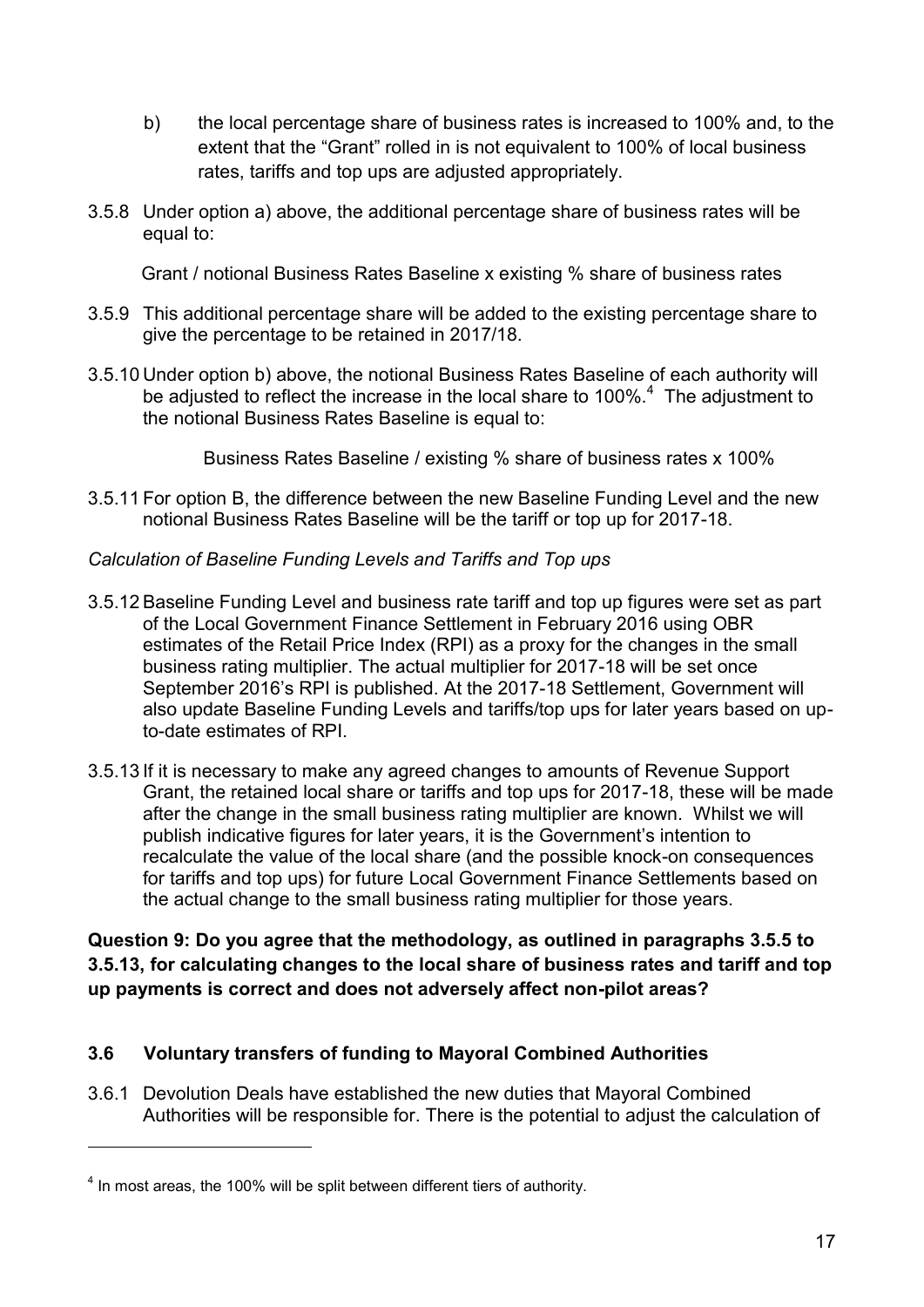b) the local percentage share of business rates is increased to 100% and, to the extent that the "Grant" rolled in is not equivalent to 100% of local business rates, tariffs and top ups are adjusted appropriately.

3.5.8 Under option a) above, the additional percentage share of business rates will be equal to:

Grant / notional Business Rates Baseline x existing % share of business rates

3.5.9 This additional percentage share will be added to the existing percentage share to give the percentage to be retained in 2017/18.

3.5.10 Under option b) above, the notional Business Rates Baseline of each authority will be adjusted to reflect the increase in the local share to 100%.[4] The adjustment to the notional Business Rates Baseline is equal to:

Business Rates Baseline / existing % share of business rates x 100%

3.5.11 For option B, the difference between the new Baseline Funding Level and the new notional Business Rates Baseline will be the tariff or top up for 2017-18.

*Calculation of Baseline Funding Levels and Tariffs and Top ups*

3.5.12 Baseline Funding Level and business rate tariff and top up figures were set as part of the Local Government Finance Settlement in February 2016 using OBR estimates of the Retail Price Index (RPI) as a proxy for the changes in the small business rating multiplier. The actual multiplier for 2017-18 will be set once September 2016's RPI is published. At the 2017-18 Settlement, Government will also update Baseline Funding Levels and tariffs/top ups for later years based on up-to-date estimates of RPI.

3.5.13 If it is necessary to make any agreed changes to amounts of Revenue Support Grant, the retained local share or tariffs and top ups for 2017-18, these will be made after the change in the small business rating multiplier are known. Whilst we will publish indicative figures for later years, it is the Government's intention to recalculate the value of the local share (and the possible knock-on consequences for tariffs and top ups) for future Local Government Finance Settlements based on the actual change to the small business rating multiplier for those years.

**Question 9: Do you agree that the methodology, as outlined in paragraphs 3.5.5 to 3.5.13, for calculating changes to the local share of business rates and tariff and top up payments is correct and does not adversely affect non-pilot areas?**

### 3.6 Voluntary transfers of funding to Mayoral Combined Authorities

3.6.1 Devolution Deals have established the new duties that Mayoral Combined Authorities will be responsible for. There is the potential to adjust the calculation of

[4] In most areas, the 100% will be split between different tiers of authority.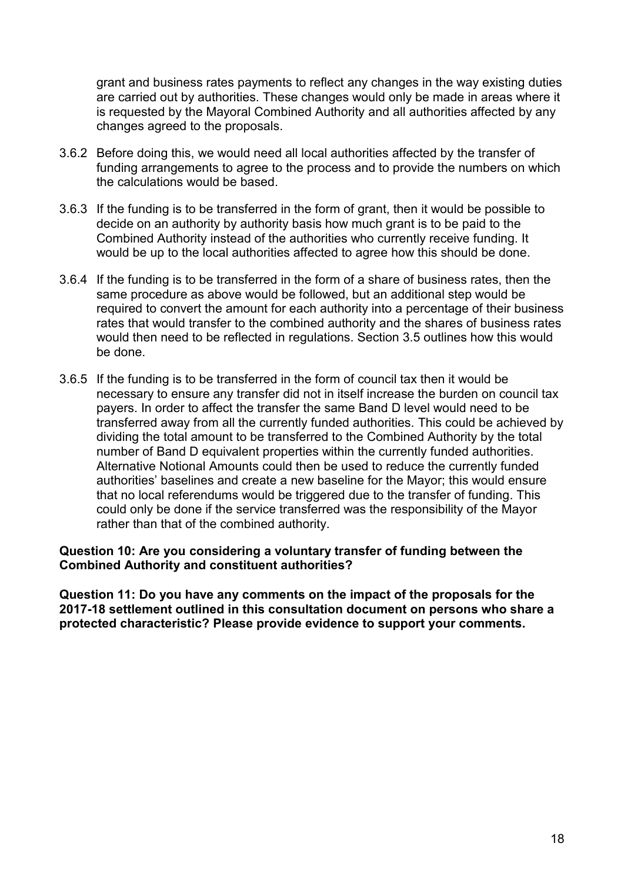grant and business rates payments to reflect any changes in the way existing duties are carried out by authorities. These changes would only be made in areas where it is requested by the Mayoral Combined Authority and all authorities affected by any changes agreed to the proposals.

3.6.2 Before doing this, we would need all local authorities affected by the transfer of funding arrangements to agree to the process and to provide the numbers on which the calculations would be based.

3.6.3 If the funding is to be transferred in the form of grant, then it would be possible to decide on an authority by authority basis how much grant is to be paid to the Combined Authority instead of the authorities who currently receive funding. It would be up to the local authorities affected to agree how this should be done.

3.6.4 If the funding is to be transferred in the form of a share of business rates, then the same procedure as above would be followed, but an additional step would be required to convert the amount for each authority into a percentage of their business rates that would transfer to the combined authority and the shares of business rates would then need to be reflected in regulations. Section 3.5 outlines how this would be done.

3.6.5 If the funding is to be transferred in the form of council tax then it would be necessary to ensure any transfer did not in itself increase the burden on council tax payers. In order to affect the transfer the same Band D level would need to be transferred away from all the currently funded authorities. This could be achieved by dividing the total amount to be transferred to the Combined Authority by the total number of Band D equivalent properties within the currently funded authorities. Alternative Notional Amounts could then be used to reduce the currently funded authorities' baselines and create a new baseline for the Mayor; this would ensure that no local referendums would be triggered due to the transfer of funding. This could only be done if the service transferred was the responsibility of the Mayor rather than that of the combined authority.

**Question 10: Are you considering a voluntary transfer of funding between the Combined Authority and constituent authorities?**

**Question 11: Do you have any comments on the impact of the proposals for the 2017-18 settlement outlined in this consultation document on persons who share a protected characteristic? Please provide evidence to support your comments.**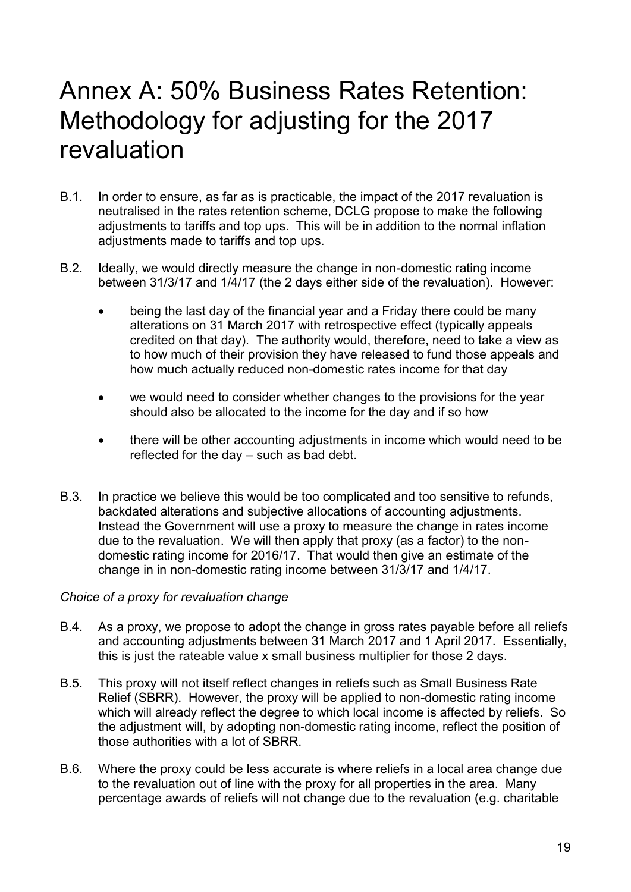# Annex A: 50% Business Rates Retention: Methodology for adjusting for the 2017 revaluation

B.1. In order to ensure, as far as is practicable, the impact of the 2017 revaluation is neutralised in the rates retention scheme, DCLG propose to make the following adjustments to tariffs and top ups. This will be in addition to the normal inflation adjustments made to tariffs and top ups.

B.2. Ideally, we would directly measure the change in non-domestic rating income between 31/3/17 and 1/4/17 (the 2 days either side of the revaluation). However:

- being the last day of the financial year and a Friday there could be many alterations on 31 March 2017 with retrospective effect (typically appeals credited on that day). The authority would, therefore, need to take a view as to how much of their provision they have released to fund those appeals and how much actually reduced non-domestic rates income for that day
- we would need to consider whether changes to the provisions for the year should also be allocated to the income for the day and if so how
- there will be other accounting adjustments in income which would need to be reflected for the day – such as bad debt.

B.3. In practice we believe this would be too complicated and too sensitive to refunds, backdated alterations and subjective allocations of accounting adjustments. Instead the Government will use a proxy to measure the change in rates income due to the revaluation. We will then apply that proxy (as a factor) to the non-domestic rating income for 2016/17. That would then give an estimate of the change in in non-domestic rating income between 31/3/17 and 1/4/17.

*Choice of a proxy for revaluation change*

B.4. As a proxy, we propose to adopt the change in gross rates payable before all reliefs and accounting adjustments between 31 March 2017 and 1 April 2017. Essentially, this is just the rateable value x small business multiplier for those 2 days.

B.5. This proxy will not itself reflect changes in reliefs such as Small Business Rate Relief (SBRR). However, the proxy will be applied to non-domestic rating income which will already reflect the degree to which local income is affected by reliefs. So the adjustment will, by adopting non-domestic rating income, reflect the position of those authorities with a lot of SBRR.

B.6. Where the proxy could be less accurate is where reliefs in a local area change due to the revaluation out of line with the proxy for all properties in the area. Many percentage awards of reliefs will not change due to the revaluation (e.g. charitable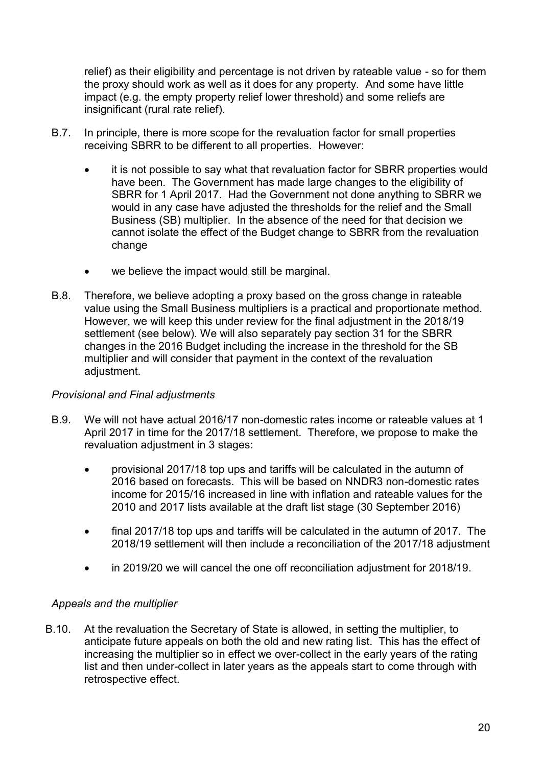relief) as their eligibility and percentage is not driven by rateable value - so for them the proxy should work as well as it does for any property. And some have little impact (e.g. the empty property relief lower threshold) and some reliefs are insignificant (rural rate relief).

B.7. In principle, there is more scope for the revaluation factor for small properties receiving SBRR to be different to all properties. However:

- it is not possible to say what that revaluation factor for SBRR properties would have been. The Government has made large changes to the eligibility of SBRR for 1 April 2017. Had the Government not done anything to SBRR we would in any case have adjusted the thresholds for the relief and the Small Business (SB) multiplier. In the absence of the need for that decision we cannot isolate the effect of the Budget change to SBRR from the revaluation change
- we believe the impact would still be marginal.

B.8. Therefore, we believe adopting a proxy based on the gross change in rateable value using the Small Business multipliers is a practical and proportionate method. However, we will keep this under review for the final adjustment in the 2018/19 settlement (see below). We will also separately pay section 31 for the SBRR changes in the 2016 Budget including the increase in the threshold for the SB multiplier and will consider that payment in the context of the revaluation adjustment.

*Provisional and Final adjustments*

B.9. We will not have actual 2016/17 non-domestic rates income or rateable values at 1 April 2017 in time for the 2017/18 settlement. Therefore, we propose to make the revaluation adjustment in 3 stages:

- provisional 2017/18 top ups and tariffs will be calculated in the autumn of 2016 based on forecasts. This will be based on NNDR3 non-domestic rates income for 2015/16 increased in line with inflation and rateable values for the 2010 and 2017 lists available at the draft list stage (30 September 2016)
- final 2017/18 top ups and tariffs will be calculated in the autumn of 2017. The 2018/19 settlement will then include a reconciliation of the 2017/18 adjustment
- in 2019/20 we will cancel the one off reconciliation adjustment for 2018/19.

*Appeals and the multiplier*

B.10. At the revaluation the Secretary of State is allowed, in setting the multiplier, to anticipate future appeals on both the old and new rating list. This has the effect of increasing the multiplier so in effect we over-collect in the early years of the rating list and then under-collect in later years as the appeals start to come through with retrospective effect.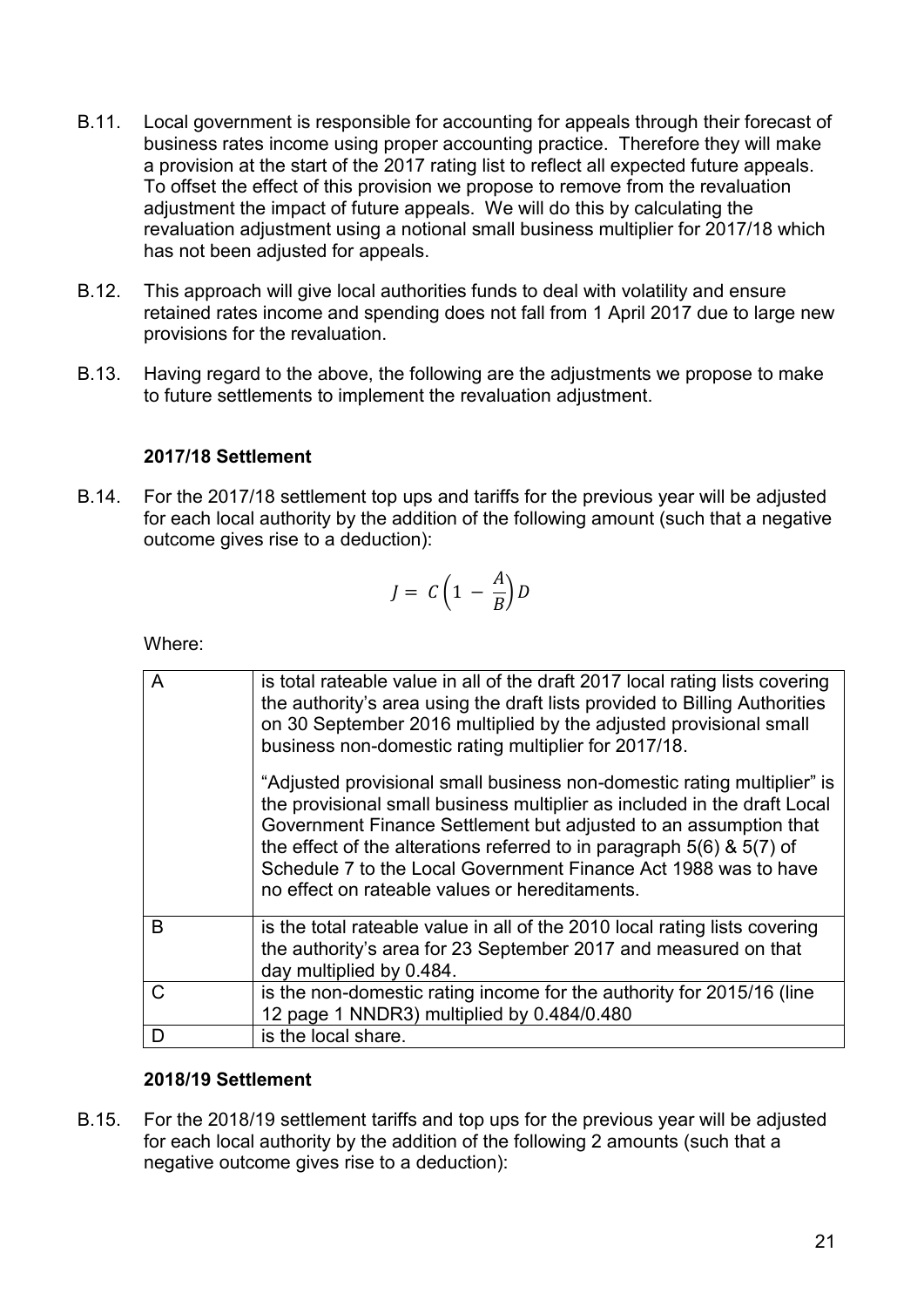B.11. Local government is responsible for accounting for appeals through their forecast of business rates income using proper accounting practice. Therefore they will make a provision at the start of the 2017 rating list to reflect all expected future appeals. To offset the effect of this provision we propose to remove from the revaluation adjustment the impact of future appeals. We will do this by calculating the revaluation adjustment using a notional small business multiplier for 2017/18 which has not been adjusted for appeals.

B.12. This approach will give local authorities funds to deal with volatility and ensure retained rates income and spending does not fall from 1 April 2017 due to large new provisions for the revaluation.

B.13. Having regard to the above, the following are the adjustments we propose to make to future settlements to implement the revaluation adjustment.

### 2017/18 Settlement

B.14. For the 2017/18 settlement top ups and tariffs for the previous year will be adjusted for each local authority by the addition of the following amount (such that a negative outcome gives rise to a deduction):

$$J = C\left(1 - \frac{A}{B}\right)D$$

Where:

| | |
|---|---|
| A | is total rateable value in all of the draft 2017 local rating lists covering the authority's area using the draft lists provided to Billing Authorities on 30 September 2016 multiplied by the adjusted provisional small business non-domestic rating multiplier for 2017/18.<br><br>"Adjusted provisional small business non-domestic rating multiplier" is the provisional small business multiplier as included in the draft Local Government Finance Settlement but adjusted to an assumption that the effect of the alterations referred to in paragraph 5(6) & 5(7) of Schedule 7 to the Local Government Finance Act 1988 was to have no effect on rateable values or hereditaments. |
| B | is the total rateable value in all of the 2010 local rating lists covering the authority's area for 23 September 2017 and measured on that day multiplied by 0.484. |
| C | is the non-domestic rating income for the authority for 2015/16 (line 12 page 1 NNDR3) multiplied by 0.484/0.480 |
| D | is the local share. |

### 2018/19 Settlement

B.15. For the 2018/19 settlement tariffs and top ups for the previous year will be adjusted for each local authority by the addition of the following 2 amounts (such that a negative outcome gives rise to a deduction):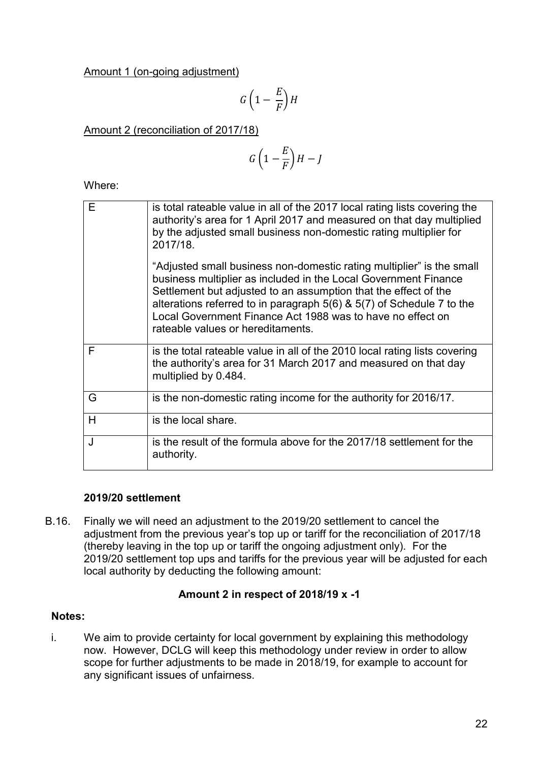Amount 1 (on-going adjustment)

$$G\left(1 - \frac{E}{F}\right)H$$

Amount 2 (reconciliation of 2017/18)

$$G\left(1 - \frac{E}{F}\right)H - J$$

Where:

| | |
|---|---|
| E | is total rateable value in all of the 2017 local rating lists covering the authority's area for 1 April 2017 and measured on that day multiplied by the adjusted small business non-domestic rating multiplier for 2017/18.<br><br>"Adjusted small business non-domestic rating multiplier" is the small business multiplier as included in the Local Government Finance Settlement but adjusted to an assumption that the effect of the alterations referred to in paragraph 5(6) & 5(7) of Schedule 7 to the Local Government Finance Act 1988 was to have no effect on rateable values or hereditaments. |
| F | is the total rateable value in all of the 2010 local rating lists covering the authority's area for 31 March 2017 and measured on that day multiplied by 0.484. |
| G | is the non-domestic rating income for the authority for 2016/17. |
| H | is the local share. |
| J | is the result of the formula above for the 2017/18 settlement for the authority. |

**2019/20 settlement**

B.16. Finally we will need an adjustment to the 2019/20 settlement to cancel the adjustment from the previous year's top up or tariff for the reconciliation of 2017/18 (thereby leaving in the top up or tariff the ongoing adjustment only). For the 2019/20 settlement top ups and tariffs for the previous year will be adjusted for each local authority by deducting the following amount:

**Amount 2 in respect of 2018/19 x -1**

**Notes:**

i. We aim to provide certainty for local government by explaining this methodology now. However, DCLG will keep this methodology under review in order to allow scope for further adjustments to be made in 2018/19, for example to account for any significant issues of unfairness.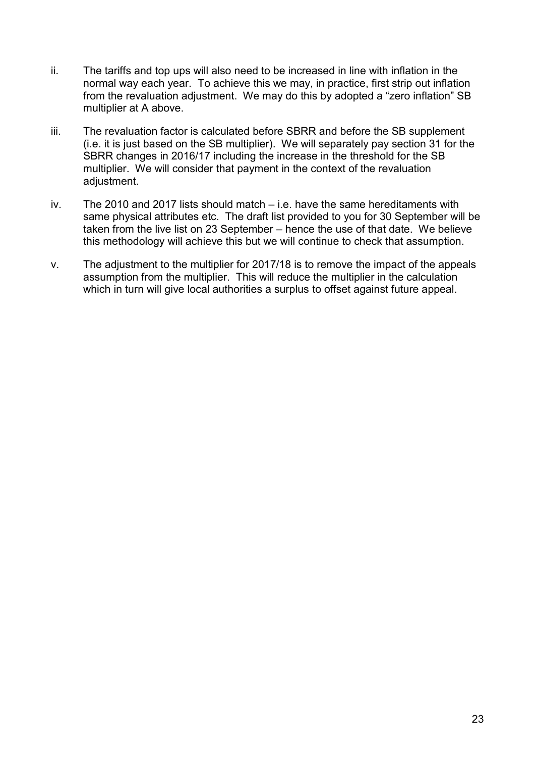ii. The tariffs and top ups will also need to be increased in line with inflation in the normal way each year. To achieve this we may, in practice, first strip out inflation from the revaluation adjustment. We may do this by adopted a "zero inflation" SB multiplier at A above.

iii. The revaluation factor is calculated before SBRR and before the SB supplement (i.e. it is just based on the SB multiplier). We will separately pay section 31 for the SBRR changes in 2016/17 including the increase in the threshold for the SB multiplier. We will consider that payment in the context of the revaluation adjustment.

iv. The 2010 and 2017 lists should match – i.e. have the same hereditaments with same physical attributes etc. The draft list provided to you for 30 September will be taken from the live list on 23 September – hence the use of that date. We believe this methodology will achieve this but we will continue to check that assumption.

v. The adjustment to the multiplier for 2017/18 is to remove the impact of the appeals assumption from the multiplier. This will reduce the multiplier in the calculation which in turn will give local authorities a surplus to offset against future appeal.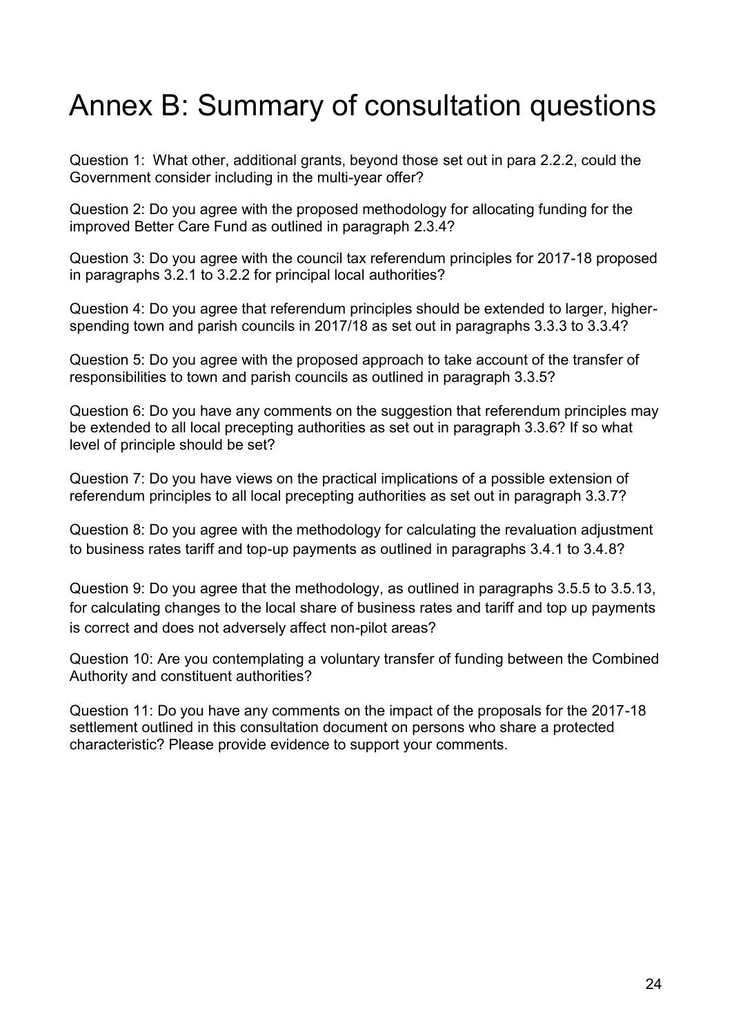# Annex B: Summary of consultation questions

Question 1: What other, additional grants, beyond those set out in para 2.2.2, could the Government consider including in the multi-year offer?

Question 2: Do you agree with the proposed methodology for allocating funding for the improved Better Care Fund as outlined in paragraph 2.3.4?

Question 3: Do you agree with the council tax referendum principles for 2017-18 proposed in paragraphs 3.2.1 to 3.2.2 for principal local authorities?

Question 4: Do you agree that referendum principles should be extended to larger, higher-spending town and parish councils in 2017/18 as set out in paragraphs 3.3.3 to 3.3.4?

Question 5: Do you agree with the proposed approach to take account of the transfer of responsibilities to town and parish councils as outlined in paragraph 3.3.5?

Question 6: Do you have any comments on the suggestion that referendum principles may be extended to all local precepting authorities as set out in paragraph 3.3.6? If so what level of principle should be set?

Question 7: Do you have views on the practical implications of a possible extension of referendum principles to all local precepting authorities as set out in paragraph 3.3.7?

Question 8: Do you agree with the methodology for calculating the revaluation adjustment to business rates tariff and top-up payments as outlined in paragraphs 3.4.1 to 3.4.8?

Question 9: Do you agree that the methodology, as outlined in paragraphs 3.5.5 to 3.5.13, for calculating changes to the local share of business rates and tariff and top up payments is correct and does not adversely affect non-pilot areas?

Question 10: Are you contemplating a voluntary transfer of funding between the Combined Authority and constituent authorities?

Question 11: Do you have any comments on the impact of the proposals for the 2017-18 settlement outlined in this consultation document on persons who share a protected characteristic? Please provide evidence to support your comments.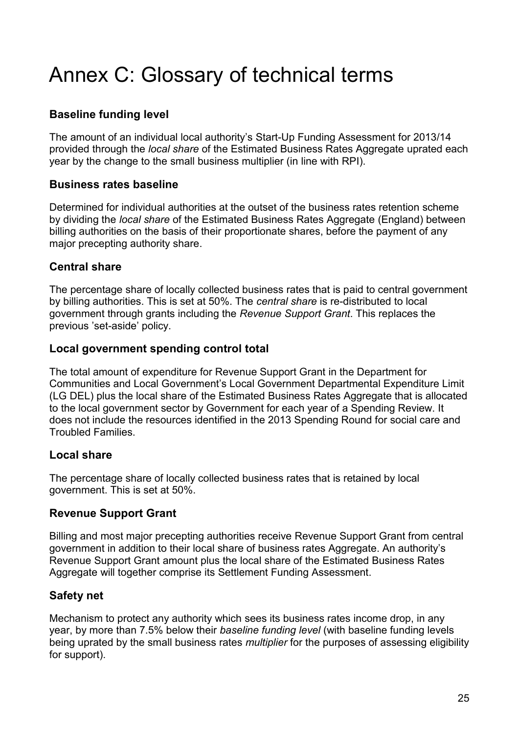# Annex C: Glossary of technical terms

### Baseline funding level

The amount of an individual local authority's Start-Up Funding Assessment for 2013/14 provided through the *local share* of the Estimated Business Rates Aggregate uprated each year by the change to the small business multiplier (in line with RPI).

### Business rates baseline

Determined for individual authorities at the outset of the business rates retention scheme by dividing the *local share* of the Estimated Business Rates Aggregate (England) between billing authorities on the basis of their proportionate shares, before the payment of any major precepting authority share.

### Central share

The percentage share of locally collected business rates that is paid to central government by billing authorities. This is set at 50%. The *central share* is re-distributed to local government through grants including the *Revenue Support Grant*. This replaces the previous 'set-aside' policy.

### Local government spending control total

The total amount of expenditure for Revenue Support Grant in the Department for Communities and Local Government's Local Government Departmental Expenditure Limit (LG DEL) plus the local share of the Estimated Business Rates Aggregate that is allocated to the local government sector by Government for each year of a Spending Review. It does not include the resources identified in the 2013 Spending Round for social care and Troubled Families.

### Local share

The percentage share of locally collected business rates that is retained by local government. This is set at 50%.

### Revenue Support Grant

Billing and most major precepting authorities receive Revenue Support Grant from central government in addition to their local share of business rates Aggregate. An authority's Revenue Support Grant amount plus the local share of the Estimated Business Rates Aggregate will together comprise its Settlement Funding Assessment.

### Safety net

Mechanism to protect any authority which sees its business rates income drop, in any year, by more than 7.5% below their *baseline funding level* (with baseline funding levels being uprated by the small business rates *multiplier* for the purposes of assessing eligibility for support).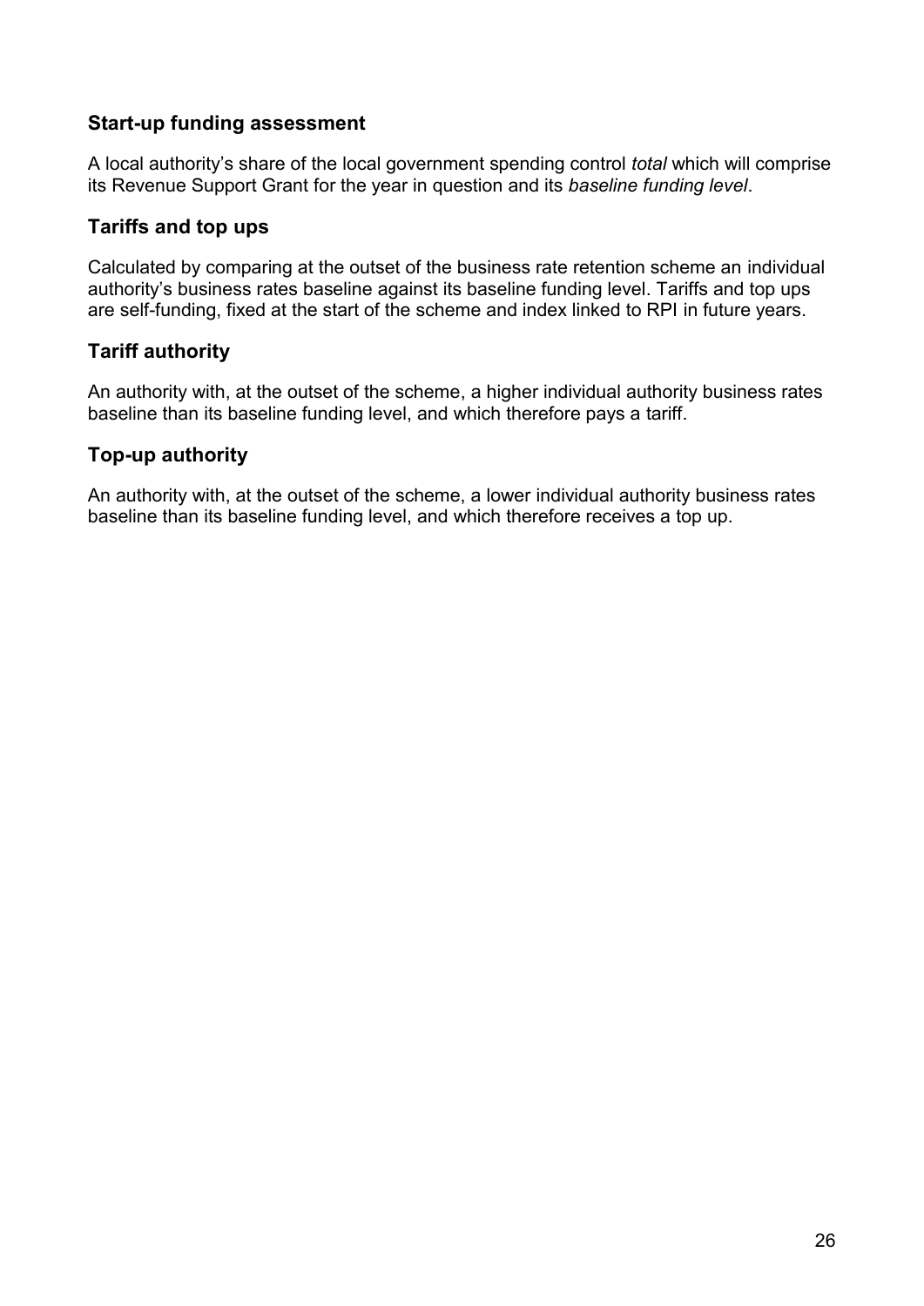### Start-up funding assessment

A local authority's share of the local government spending control *total* which will comprise its Revenue Support Grant for the year in question and its *baseline funding level*.

### Tariffs and top ups

Calculated by comparing at the outset of the business rate retention scheme an individual authority's business rates baseline against its baseline funding level. Tariffs and top ups are self-funding, fixed at the start of the scheme and index linked to RPI in future years.

### Tariff authority

An authority with, at the outset of the scheme, a higher individual authority business rates baseline than its baseline funding level, and which therefore pays a tariff.

### Top-up authority

An authority with, at the outset of the scheme, a lower individual authority business rates baseline than its baseline funding level, and which therefore receives a top up.